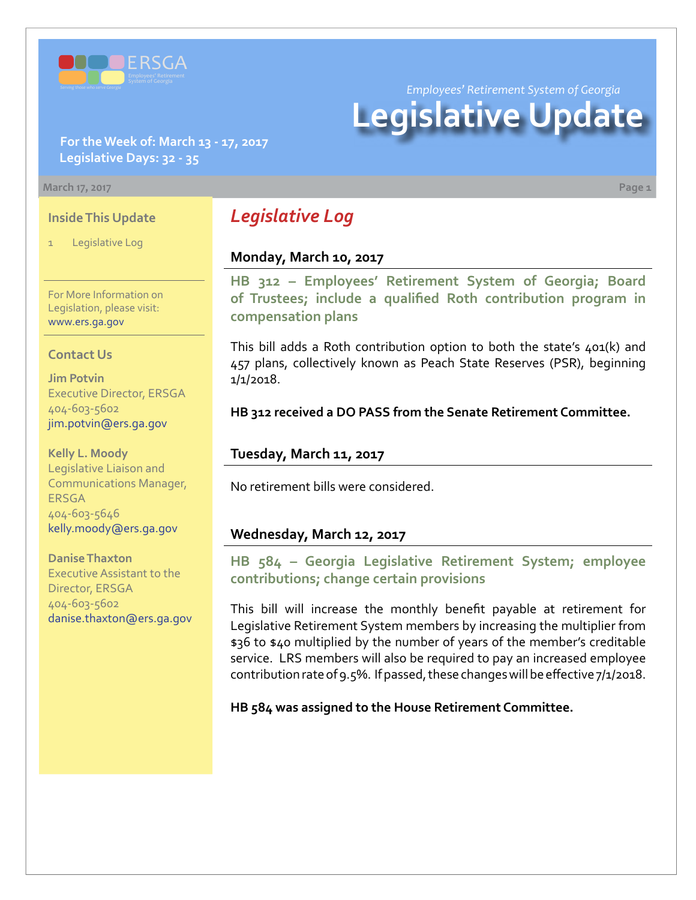Employees' Retirement System of Georgia

# Legislative Update

**For the Week of: March 13 - 17, 2017**
**Legislative Days: 32 - 35**

March 17, 2017

### Inside This Update

1 Legislative Log

For More Information on Legislation, please visit: www.ers.ga.gov

### Contact Us

**Jim Potvin**
Executive Director, ERSGA
404-603-5602
jim.potvin@ers.ga.gov

**Kelly L. Moody**
Legislative Liaison and Communications Manager, ERSGA
404-603-5646
kelly.moody@ers.ga.gov

**Danise Thaxton**
Executive Assistant to the Director, ERSGA
404-603-5602
danise.thaxton@ers.ga.gov

## *Legislative Log*

### Monday, March 10, 2017

**HB 312 – Employees' Retirement System of Georgia; Board of Trustees; include a qualified Roth contribution program in compensation plans**

This bill adds a Roth contribution option to both the state's 401(k) and 457 plans, collectively known as Peach State Reserves (PSR), beginning 1/1/2018.

**HB 312 received a DO PASS from the Senate Retirement Committee.**

### Tuesday, March 11, 2017

No retirement bills were considered.

### Wednesday, March 12, 2017

**HB 584 – Georgia Legislative Retirement System; employee contributions; change certain provisions**

This bill will increase the monthly benefit payable at retirement for Legislative Retirement System members by increasing the multiplier from $36 to $40 multiplied by the number of years of the member's creditable service. LRS members will also be required to pay an increased employee contribution rate of 9.5%. If passed, these changes will be effective 7/1/2018.

**HB 584 was assigned to the House Retirement Committee.**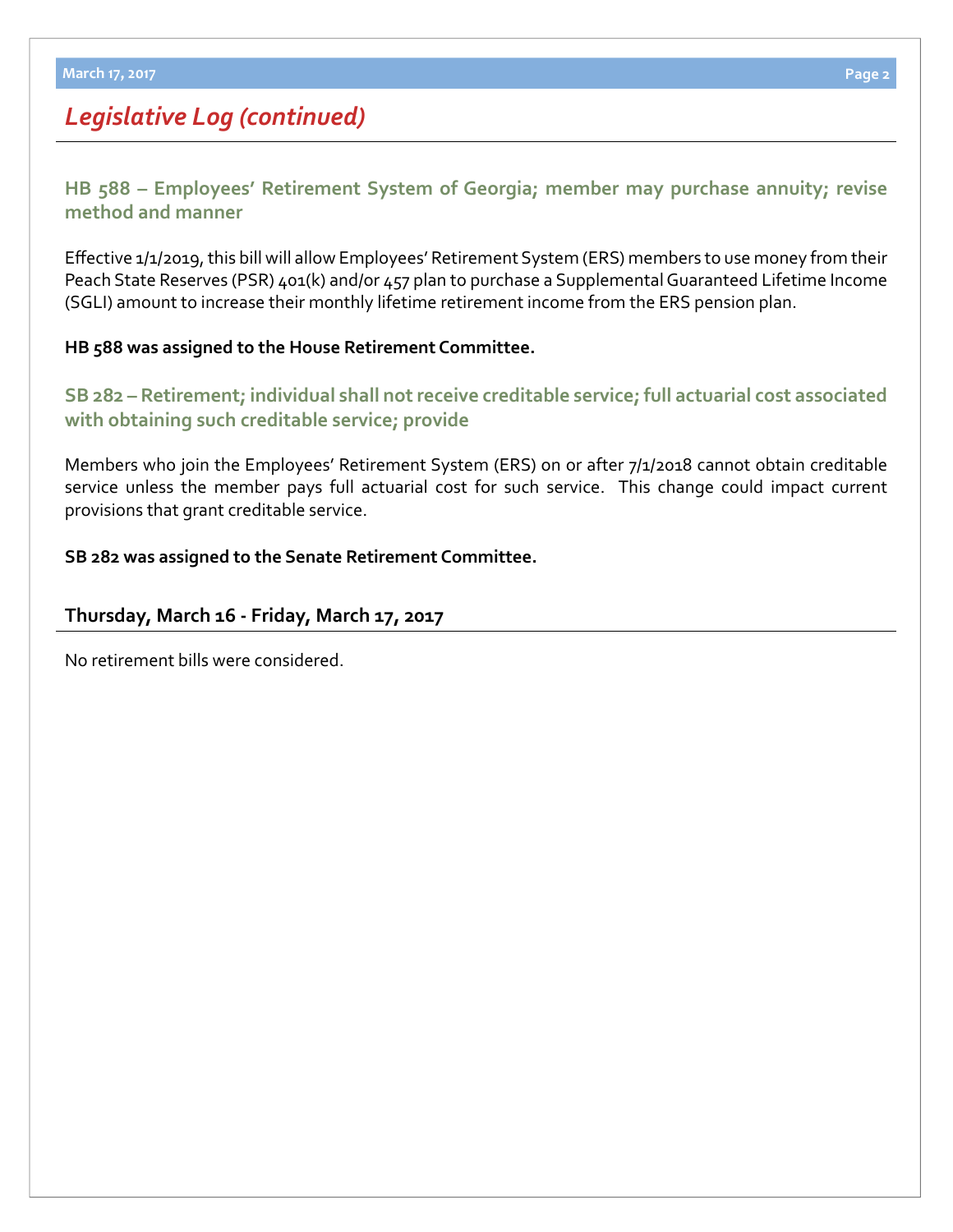## *Legislative Log (continued)*

### HB 588 – Employees' Retirement System of Georgia; member may purchase annuity; revise method and manner

Effective 1/1/2019, this bill will allow Employees' Retirement System (ERS) members to use money from their Peach State Reserves (PSR) 401(k) and/or 457 plan to purchase a Supplemental Guaranteed Lifetime Income (SGLI) amount to increase their monthly lifetime retirement income from the ERS pension plan.

**HB 588 was assigned to the House Retirement Committee.**

### SB 282 – Retirement; individual shall not receive creditable service; full actuarial cost associated with obtaining such creditable service; provide

Members who join the Employees' Retirement System (ERS) on or after 7/1/2018 cannot obtain creditable service unless the member pays full actuarial cost for such service. This change could impact current provisions that grant creditable service.

**SB 282 was assigned to the Senate Retirement Committee.**

### Thursday, March 16 - Friday, March 17, 2017

No retirement bills were considered.